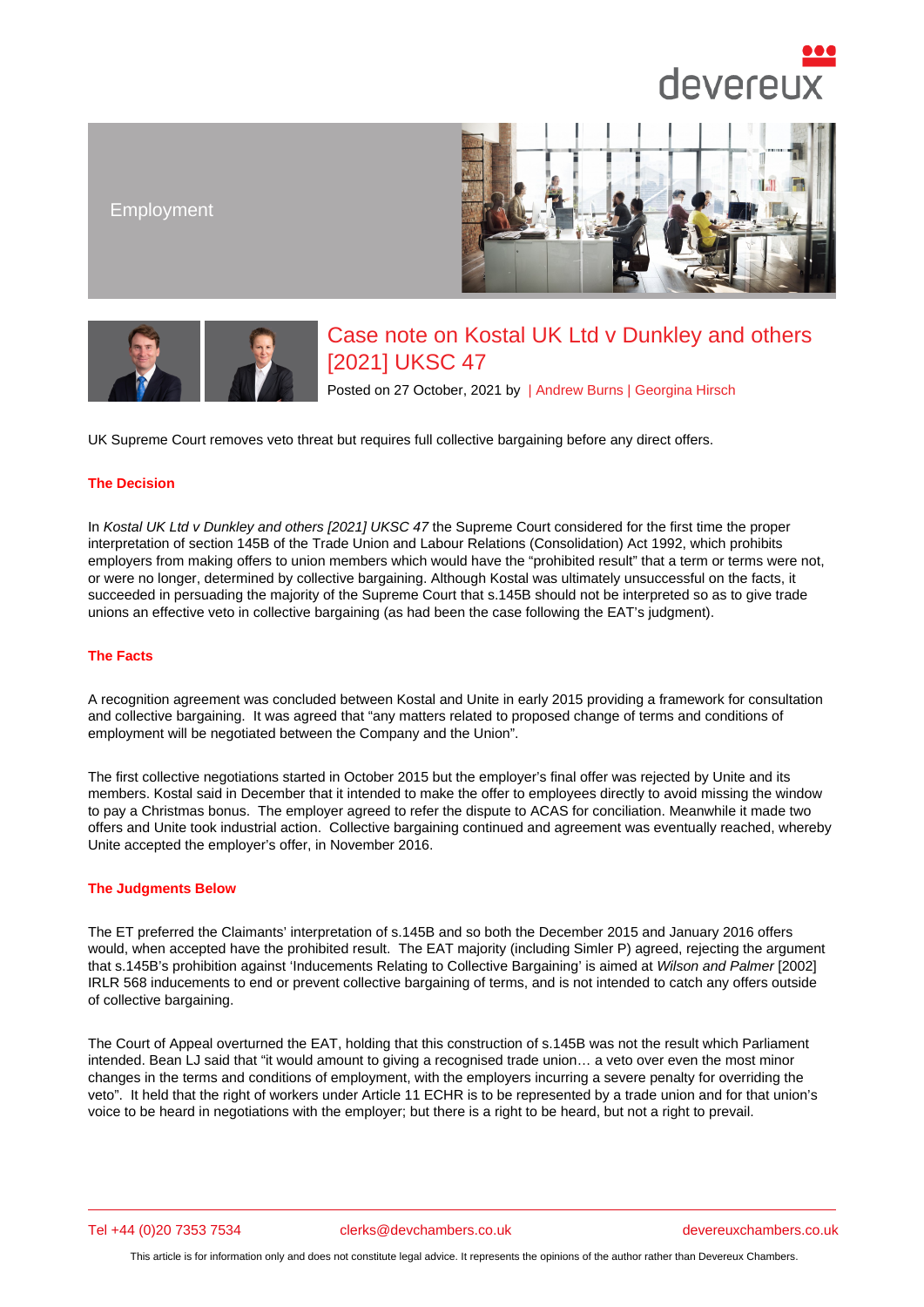Employment

# Case note on Kostal UK Ltd v Dunkley and others [2021] UKSC 47

Posted on 27 October, 2021 by | Andrew Burns | Georgina Hirsch

UK Supreme Court removes veto threat but requires full collective bargaining before any direct offers.

## The Decision

In *Kostal UK Ltd v Dunkley and others [2021] UKSC 47* the Supreme Court considered for the first time the proper interpretation of section 145B of the Trade Union and Labour Relations (Consolidation) Act 1992, which prohibits employers from making offers to union members which would have the "prohibited result" that a term or terms were not, or were no longer, determined by collective bargaining. Although Kostal was ultimately unsuccessful on the facts, it succeeded in persuading the majority of the Supreme Court that s.145B should not be interpreted so as to give trade unions an effective veto in collective bargaining (as had been the case following the EAT's judgment).

## The Facts

A recognition agreement was concluded between Kostal and Unite in early 2015 providing a framework for consultation and collective bargaining. It was agreed that "any matters related to proposed change of terms and conditions of employment will be negotiated between the Company and the Union".

The first collective negotiations started in October 2015 but the employer's final offer was rejected by Unite and its members. Kostal said in December that it intended to make the offer to employees directly to avoid missing the window to pay a Christmas bonus. The employer agreed to refer the dispute to ACAS for conciliation. Meanwhile it made two offers and Unite took industrial action. Collective bargaining continued and agreement was eventually reached, whereby Unite accepted the employer's offer, in November 2016.

## The Judgments Below

The ET preferred the Claimants' interpretation of s.145B and so both the December 2015 and January 2016 offers would, when accepted have the prohibited result. The EAT majority (including Simler P) agreed, rejecting the argument that s.145B's prohibition against 'Inducements Relating to Collective Bargaining' is aimed at *Wilson and Palmer* [2002] IRLR 568 inducements to end or prevent collective bargaining of terms, and is not intended to catch any offers outside of collective bargaining.

The Court of Appeal overturned the EAT, holding that this construction of s.145B was not the result which Parliament intended. Bean LJ said that "it would amount to giving a recognised trade union… a veto over even the most minor changes in the terms and conditions of employment, with the employers incurring a severe penalty for overriding the veto". It held that the right of workers under Article 11 ECHR is to be represented by a trade union and for that union's voice to be heard in negotiations with the employer; but there is a right to be heard, but not a right to prevail.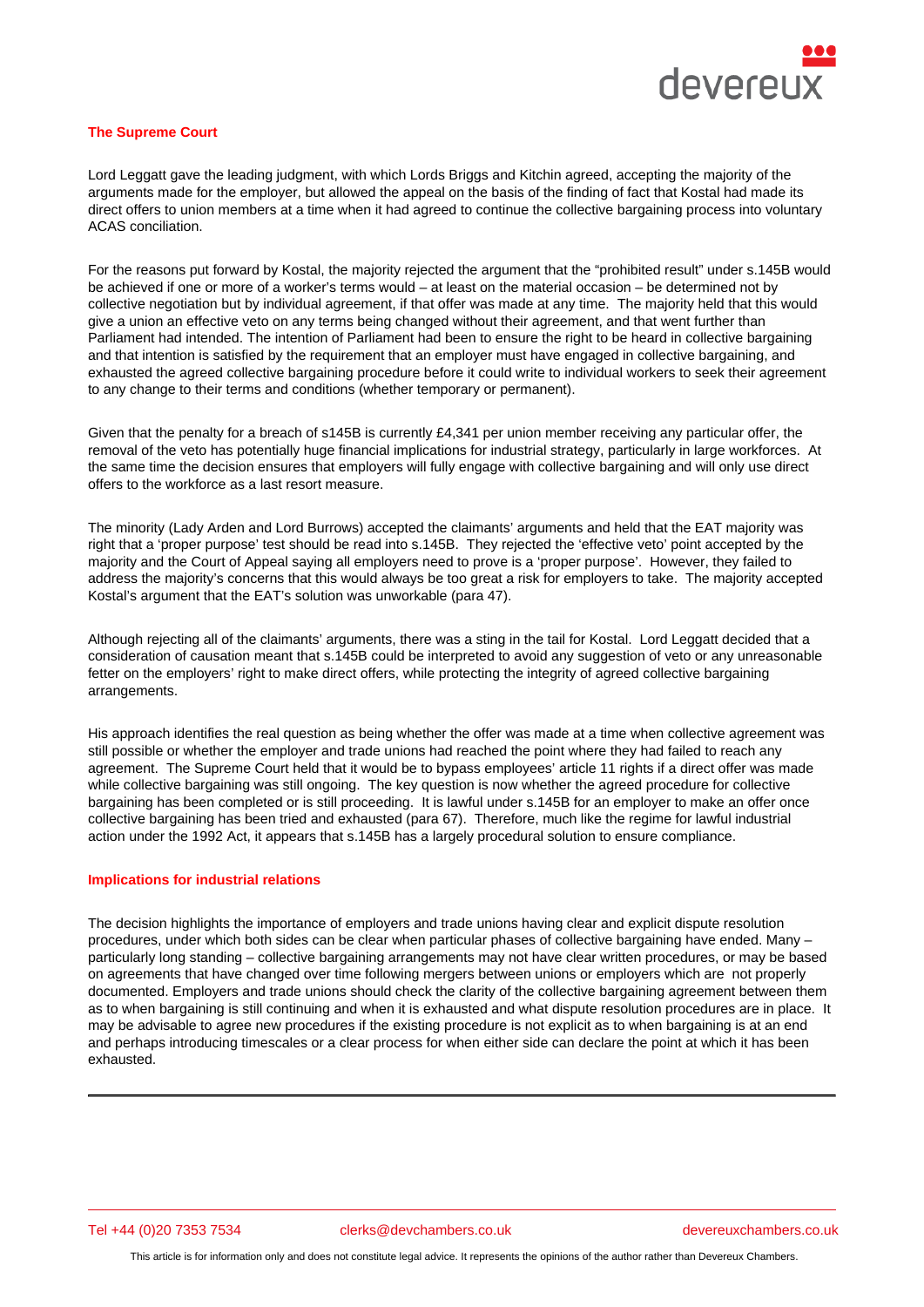## The Supreme Court

Lord Leggatt gave the leading judgment, with which Lords Briggs and Kitchin agreed, accepting the majority of the arguments made for the employer, but allowed the appeal on the basis of the finding of fact that Kostal had made its direct offers to union members at a time when it had agreed to continue the collective bargaining process into voluntary ACAS conciliation.

For the reasons put forward by Kostal, the majority rejected the argument that the "prohibited result" under s.145B would be achieved if one or more of a worker's terms would – at least on the material occasion – be determined not by collective negotiation but by individual agreement, if that offer was made at any time. The majority held that this would give a union an effective veto on any terms being changed without their agreement, and that went further than Parliament had intended. The intention of Parliament had been to ensure the right to be heard in collective bargaining and that intention is satisfied by the requirement that an employer must have engaged in collective bargaining, and exhausted the agreed collective bargaining procedure before it could write to individual workers to seek their agreement to any change to their terms and conditions (whether temporary or permanent).

Given that the penalty for a breach of s145B is currently £4,341 per union member receiving any particular offer, the removal of the veto has potentially huge financial implications for industrial strategy, particularly in large workforces. At the same time the decision ensures that employers will fully engage with collective bargaining and will only use direct offers to the workforce as a last resort measure.

The minority (Lady Arden and Lord Burrows) accepted the claimants' arguments and held that the EAT majority was right that a 'proper purpose' test should be read into s.145B. They rejected the 'effective veto' point accepted by the majority and the Court of Appeal saying all employers need to prove is a 'proper purpose'. However, they failed to address the majority's concerns that this would always be too great a risk for employers to take. The majority accepted Kostal's argument that the EAT's solution was unworkable (para 47).

Although rejecting all of the claimants' arguments, there was a sting in the tail for Kostal. Lord Leggatt decided that a consideration of causation meant that s.145B could be interpreted to avoid any suggestion of veto or any unreasonable fetter on the employers' right to make direct offers, while protecting the integrity of agreed collective bargaining arrangements.

His approach identifies the real question as being whether the offer was made at a time when collective agreement was still possible or whether the employer and trade unions had reached the point where they had failed to reach any agreement. The Supreme Court held that it would be to bypass employees' article 11 rights if a direct offer was made while collective bargaining was still ongoing. The key question is now whether the agreed procedure for collective bargaining has been completed or is still proceeding. It is lawful under s.145B for an employer to make an offer once collective bargaining has been tried and exhausted (para 67). Therefore, much like the regime for lawful industrial action under the 1992 Act, it appears that s.145B has a largely procedural solution to ensure compliance.

## Implications for industrial relations

The decision highlights the importance of employers and trade unions having clear and explicit dispute resolution procedures, under which both sides can be clear when particular phases of collective bargaining have ended. Many – particularly long standing – collective bargaining arrangements may not have clear written procedures, or may be based on agreements that have changed over time following mergers between unions or employers which are not properly documented. Employers and trade unions should check the clarity of the collective bargaining agreement between them as to when bargaining is still continuing and when it is exhausted and what dispute resolution procedures are in place. It may be advisable to agree new procedures if the existing procedure is not explicit as to when bargaining is at an end and perhaps introducing timescales or a clear process for when either side can declare the point at which it has been exhausted.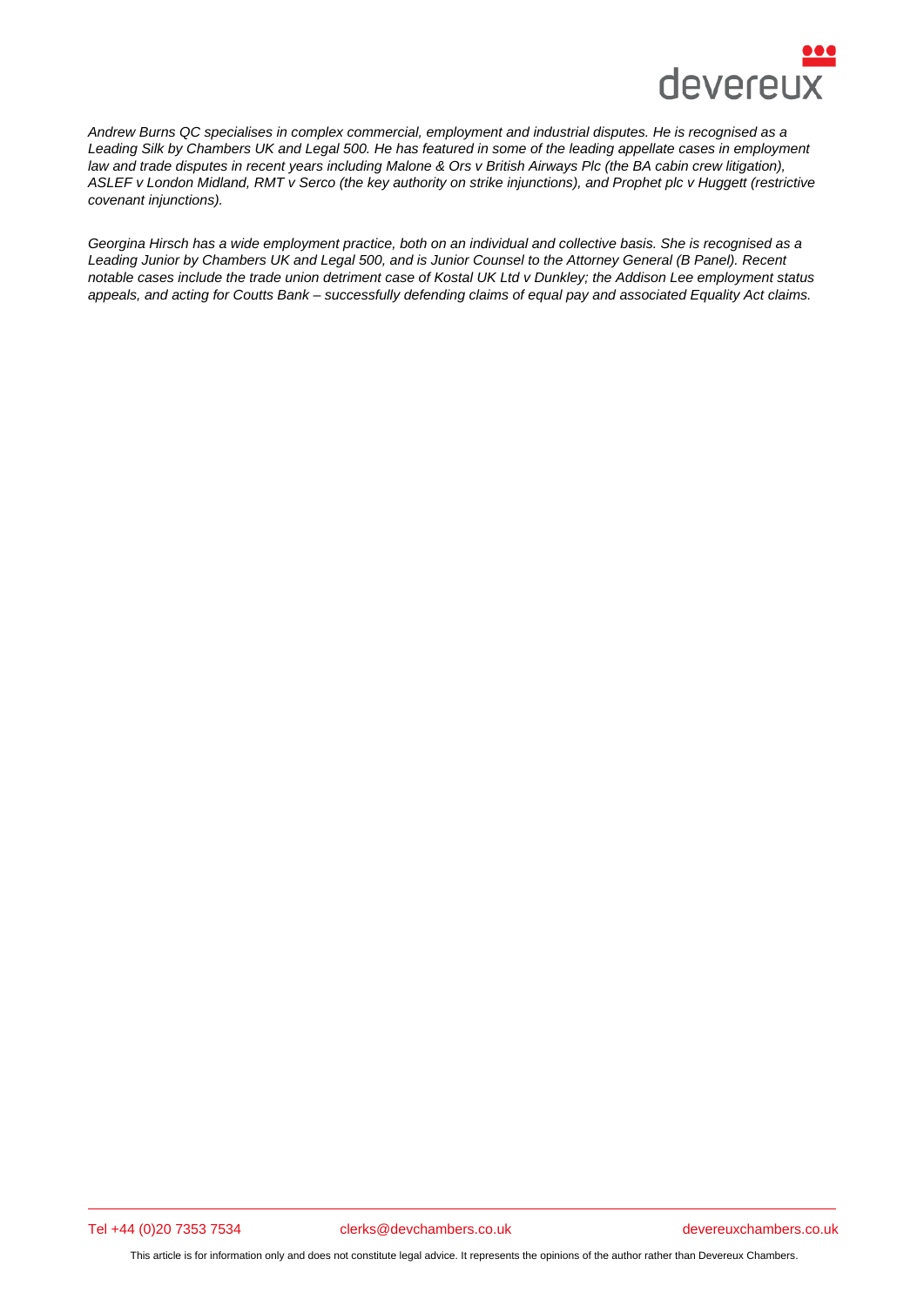*Andrew Burns QC specialises in complex commercial, employment and industrial disputes. He is recognised as a Leading Silk by Chambers UK and Legal 500. He has featured in some of the leading appellate cases in employment law and trade disputes in recent years including Malone & Ors v British Airways Plc (the BA cabin crew litigation), ASLEF v London Midland, RMT v Serco (the key authority on strike injunctions), and Prophet plc v Huggett (restrictive covenant injunctions).*

*Georgina Hirsch has a wide employment practice, both on an individual and collective basis. She is recognised as a Leading Junior by Chambers UK and Legal 500, and is Junior Counsel to the Attorney General (B Panel). Recent notable cases include the trade union detriment case of Kostal UK Ltd v Dunkley; the Addison Lee employment status appeals, and acting for Coutts Bank – successfully defending claims of equal pay and associated Equality Act claims.*